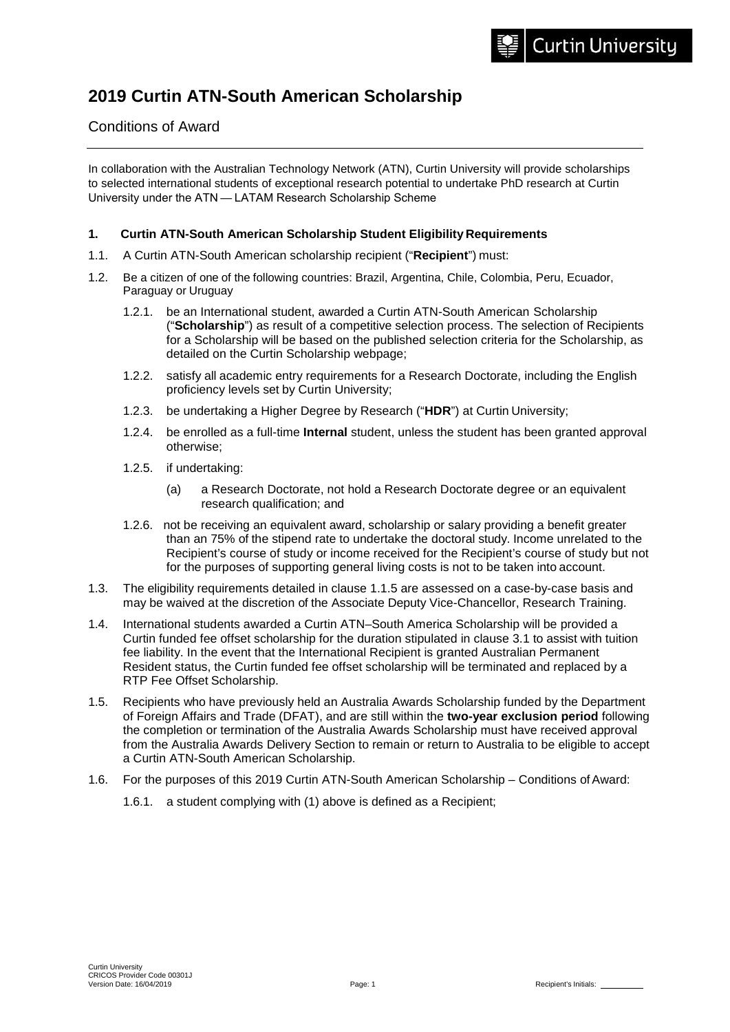# 2019 Curtin ATN-South American Scholarship

## Conditions of Award

In collaboration with the Australian Technology Network (ATN), Curtin University will provide scholarships to selected international students of exceptional research potential to undertake PhD research at Curtin University under the ATN — LATAM Research Scholarship Scheme

### 1. Curtin ATN-South American Scholarship Student Eligibility Requirements

1.1. A Curtin ATN-South American scholarship recipient ("**Recipient**") must:

1.2. Be a citizen of one of the following countries: Brazil, Argentina, Chile, Colombia, Peru, Ecuador, Paraguay or Uruguay

- 1.2.1. be an International student, awarded a Curtin ATN-South American Scholarship ("**Scholarship**") as result of a competitive selection process. The selection of Recipients for a Scholarship will be based on the published selection criteria for the Scholarship, as detailed on the Curtin Scholarship webpage;
- 1.2.2. satisfy all academic entry requirements for a Research Doctorate, including the English proficiency levels set by Curtin University;
- 1.2.3. be undertaking a Higher Degree by Research ("**HDR**") at Curtin University;
- 1.2.4. be enrolled as a full-time **Internal** student, unless the student has been granted approval otherwise;
- 1.2.5. if undertaking:
  - (a) a Research Doctorate, not hold a Research Doctorate degree or an equivalent research qualification; and
- 1.2.6. not be receiving an equivalent award, scholarship or salary providing a benefit greater than an 75% of the stipend rate to undertake the doctoral study. Income unrelated to the Recipient's course of study or income received for the Recipient's course of study but not for the purposes of supporting general living costs is not to be taken into account.

1.3. The eligibility requirements detailed in clause 1.1.5 are assessed on a case-by-case basis and may be waived at the discretion of the Associate Deputy Vice-Chancellor, Research Training.

1.4. International students awarded a Curtin ATN–South America Scholarship will be provided a Curtin funded fee offset scholarship for the duration stipulated in clause 3.1 to assist with tuition fee liability. In the event that the International Recipient is granted Australian Permanent Resident status, the Curtin funded fee offset scholarship will be terminated and replaced by a RTP Fee Offset Scholarship.

1.5. Recipients who have previously held an Australia Awards Scholarship funded by the Department of Foreign Affairs and Trade (DFAT), and are still within the **two-year exclusion period** following the completion or termination of the Australia Awards Scholarship must have received approval from the Australia Awards Delivery Section to remain or return to Australia to be eligible to accept a Curtin ATN-South American Scholarship.

1.6. For the purposes of this 2019 Curtin ATN-South American Scholarship – Conditions of Award:

- 1.6.1. a student complying with (1) above is defined as a Recipient;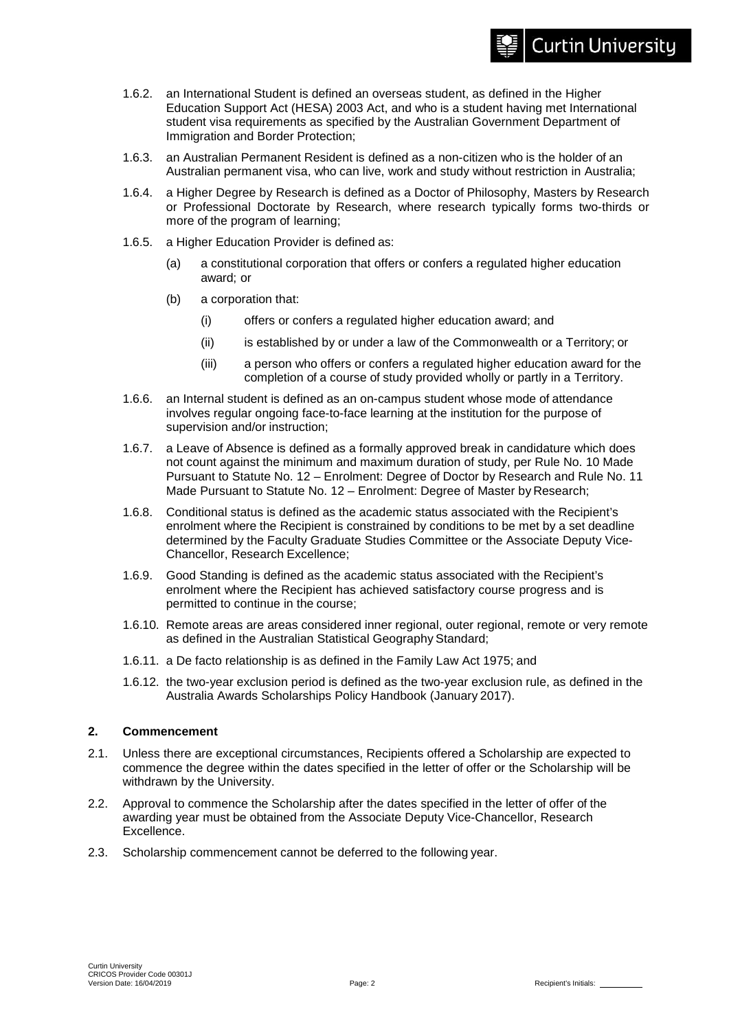1.6.2. an International Student is defined an overseas student, as defined in the Higher Education Support Act (HESA) 2003 Act, and who is a student having met International student visa requirements as specified by the Australian Government Department of Immigration and Border Protection;

1.6.3. an Australian Permanent Resident is defined as a non-citizen who is the holder of an Australian permanent visa, who can live, work and study without restriction in Australia;

1.6.4. a Higher Degree by Research is defined as a Doctor of Philosophy, Masters by Research or Professional Doctorate by Research, where research typically forms two-thirds or more of the program of learning;

1.6.5. a Higher Education Provider is defined as:

- (a) a constitutional corporation that offers or confers a regulated higher education award; or
- (b) a corporation that:
  - (i) offers or confers a regulated higher education award; and
  - (ii) is established by or under a law of the Commonwealth or a Territory; or
  - (iii) a person who offers or confers a regulated higher education award for the completion of a course of study provided wholly or partly in a Territory.

1.6.6. an Internal student is defined as an on-campus student whose mode of attendance involves regular ongoing face-to-face learning at the institution for the purpose of supervision and/or instruction;

1.6.7. a Leave of Absence is defined as a formally approved break in candidature which does not count against the minimum and maximum duration of study, per Rule No. 10 Made Pursuant to Statute No. 12 – Enrolment: Degree of Doctor by Research and Rule No. 11 Made Pursuant to Statute No. 12 – Enrolment: Degree of Master by Research;

1.6.8. Conditional status is defined as the academic status associated with the Recipient's enrolment where the Recipient is constrained by conditions to be met by a set deadline determined by the Faculty Graduate Studies Committee or the Associate Deputy Vice-Chancellor, Research Excellence;

1.6.9. Good Standing is defined as the academic status associated with the Recipient's enrolment where the Recipient has achieved satisfactory course progress and is permitted to continue in the course;

1.6.10. Remote areas are areas considered inner regional, outer regional, remote or very remote as defined in the Australian Statistical Geography Standard;

1.6.11. a De facto relationship is as defined in the Family Law Act 1975; and

1.6.12. the two-year exclusion period is defined as the two-year exclusion rule, as defined in the Australia Awards Scholarships Policy Handbook (January 2017).

## 2. Commencement

2.1. Unless there are exceptional circumstances, Recipients offered a Scholarship are expected to commence the degree within the dates specified in the letter of offer or the Scholarship will be withdrawn by the University.

2.2. Approval to commence the Scholarship after the dates specified in the letter of offer of the awarding year must be obtained from the Associate Deputy Vice-Chancellor, Research Excellence.

2.3. Scholarship commencement cannot be deferred to the following year.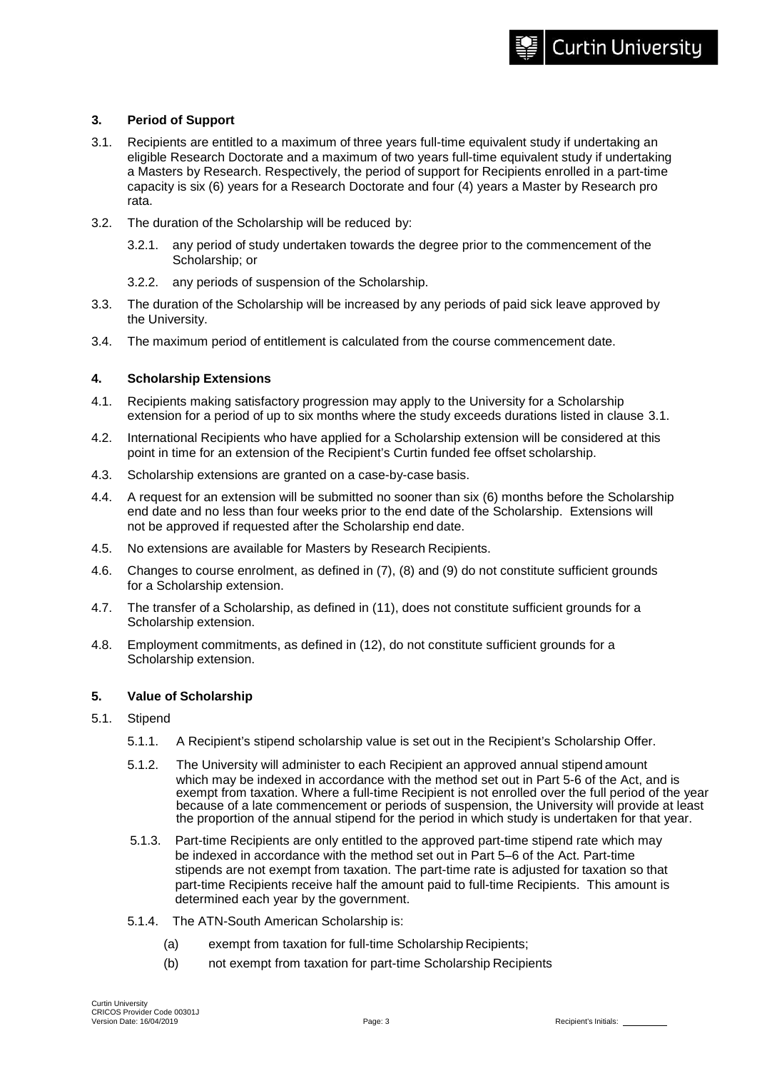## 3. Period of Support

3.1. Recipients are entitled to a maximum of three years full-time equivalent study if undertaking an eligible Research Doctorate and a maximum of two years full-time equivalent study if undertaking a Masters by Research. Respectively, the period of support for Recipients enrolled in a part-time capacity is six (6) years for a Research Doctorate and four (4) years a Master by Research pro rata.

3.2. The duration of the Scholarship will be reduced by:

3.2.1. any period of study undertaken towards the degree prior to the commencement of the Scholarship; or

3.2.2. any periods of suspension of the Scholarship.

3.3. The duration of the Scholarship will be increased by any periods of paid sick leave approved by the University.

3.4. The maximum period of entitlement is calculated from the course commencement date.

## 4. Scholarship Extensions

4.1. Recipients making satisfactory progression may apply to the University for a Scholarship extension for a period of up to six months where the study exceeds durations listed in clause 3.1.

4.2. International Recipients who have applied for a Scholarship extension will be considered at this point in time for an extension of the Recipient's Curtin funded fee offset scholarship.

4.3. Scholarship extensions are granted on a case-by-case basis.

4.4. A request for an extension will be submitted no sooner than six (6) months before the Scholarship end date and no less than four weeks prior to the end date of the Scholarship. Extensions will not be approved if requested after the Scholarship end date.

4.5. No extensions are available for Masters by Research Recipients.

4.6. Changes to course enrolment, as defined in (7), (8) and (9) do not constitute sufficient grounds for a Scholarship extension.

4.7. The transfer of a Scholarship, as defined in (11), does not constitute sufficient grounds for a Scholarship extension.

4.8. Employment commitments, as defined in (12), do not constitute sufficient grounds for a Scholarship extension.

## 5. Value of Scholarship

5.1. Stipend

5.1.1. A Recipient's stipend scholarship value is set out in the Recipient's Scholarship Offer.

5.1.2. The University will administer to each Recipient an approved annual stipend amount which may be indexed in accordance with the method set out in Part 5-6 of the Act, and is exempt from taxation. Where a full-time Recipient is not enrolled over the full period of the year because of a late commencement or periods of suspension, the University will provide at least the proportion of the annual stipend for the period in which study is undertaken for that year.

5.1.3. Part-time Recipients are only entitled to the approved part-time stipend rate which may be indexed in accordance with the method set out in Part 5–6 of the Act. Part-time stipends are not exempt from taxation. The part-time rate is adjusted for taxation so that part-time Recipients receive half the amount paid to full-time Recipients. This amount is determined each year by the government.

5.1.4. The ATN-South American Scholarship is:

(a) exempt from taxation for full-time Scholarship Recipients;

(b) not exempt from taxation for part-time Scholarship Recipients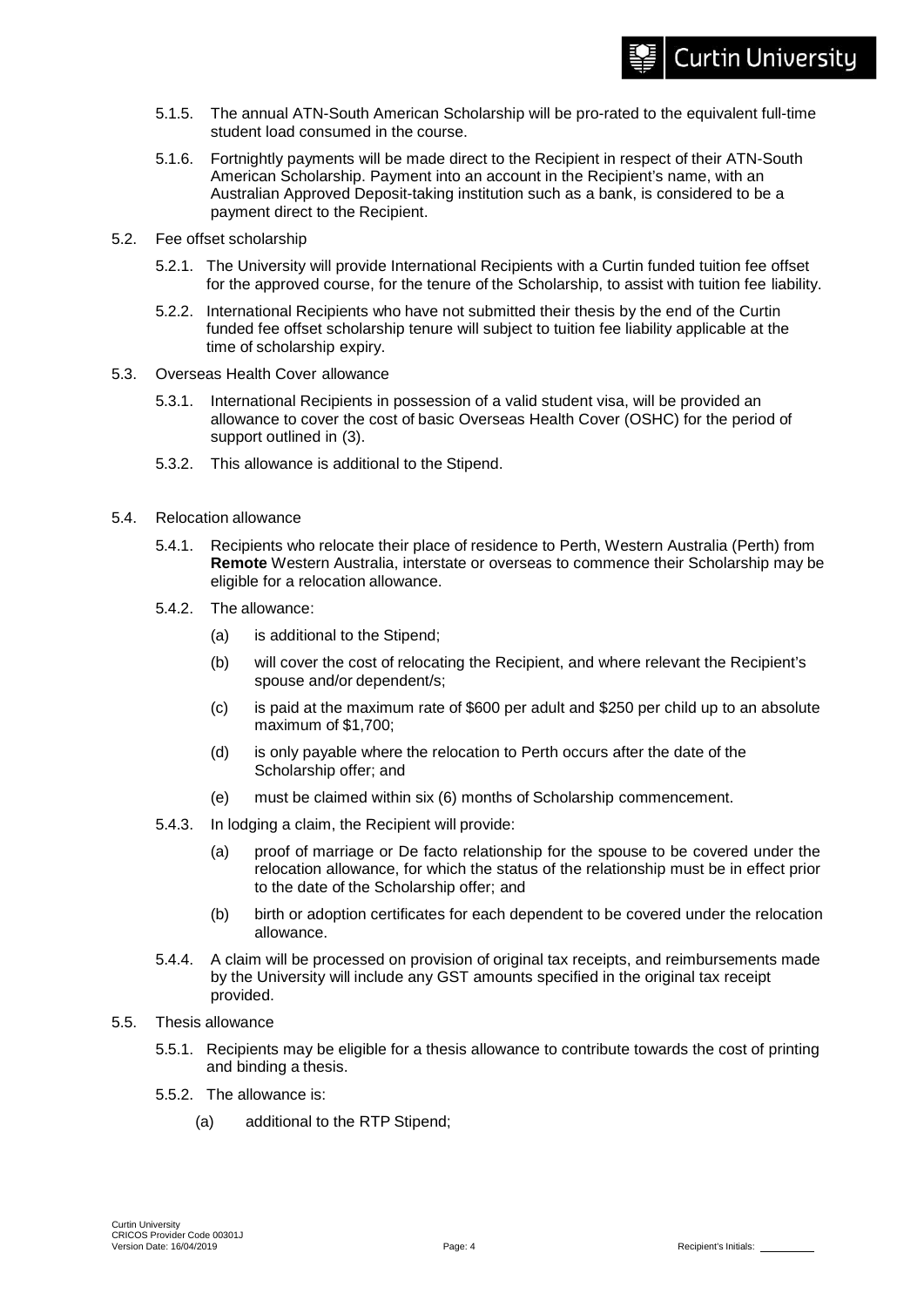5.1.5. The annual ATN-South American Scholarship will be pro-rated to the equivalent full-time student load consumed in the course.

5.1.6. Fortnightly payments will be made direct to the Recipient in respect of their ATN-South American Scholarship. Payment into an account in the Recipient's name, with an Australian Approved Deposit-taking institution such as a bank, is considered to be a payment direct to the Recipient.

5.2. Fee offset scholarship

5.2.1. The University will provide International Recipients with a Curtin funded tuition fee offset for the approved course, for the tenure of the Scholarship, to assist with tuition fee liability.

5.2.2. International Recipients who have not submitted their thesis by the end of the Curtin funded fee offset scholarship tenure will subject to tuition fee liability applicable at the time of scholarship expiry.

5.3. Overseas Health Cover allowance

5.3.1. International Recipients in possession of a valid student visa, will be provided an allowance to cover the cost of basic Overseas Health Cover (OSHC) for the period of support outlined in (3).

5.3.2. This allowance is additional to the Stipend.

5.4. Relocation allowance

5.4.1. Recipients who relocate their place of residence to Perth, Western Australia (Perth) from **Remote** Western Australia, interstate or overseas to commence their Scholarship may be eligible for a relocation allowance.

5.4.2. The allowance:

(a) is additional to the Stipend;

(b) will cover the cost of relocating the Recipient, and where relevant the Recipient's spouse and/or dependent/s;

(c) is paid at the maximum rate of $600 per adult and $250 per child up to an absolute maximum of $1,700;

(d) is only payable where the relocation to Perth occurs after the date of the Scholarship offer; and

(e) must be claimed within six (6) months of Scholarship commencement.

5.4.3. In lodging a claim, the Recipient will provide:

(a) proof of marriage or De facto relationship for the spouse to be covered under the relocation allowance, for which the status of the relationship must be in effect prior to the date of the Scholarship offer; and

(b) birth or adoption certificates for each dependent to be covered under the relocation allowance.

5.4.4. A claim will be processed on provision of original tax receipts, and reimbursements made by the University will include any GST amounts specified in the original tax receipt provided.

5.5. Thesis allowance

5.5.1. Recipients may be eligible for a thesis allowance to contribute towards the cost of printing and binding a thesis.

5.5.2. The allowance is:

(a) additional to the RTP Stipend;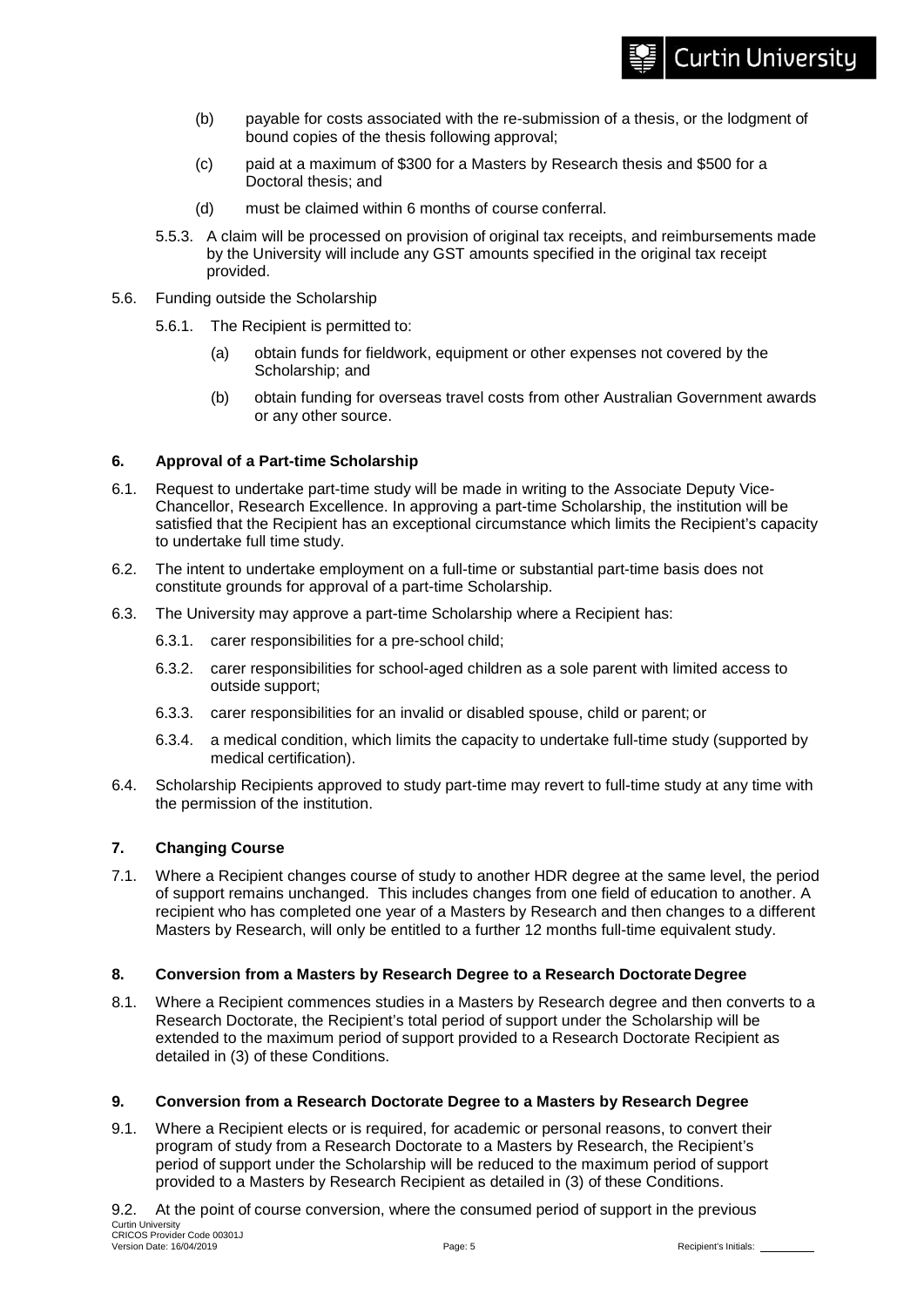(b) payable for costs associated with the re-submission of a thesis, or the lodgment of bound copies of the thesis following approval;

(c) paid at a maximum of $300 for a Masters by Research thesis and $500 for a Doctoral thesis; and

(d) must be claimed within 6 months of course conferral.

5.5.3. A claim will be processed on provision of original tax receipts, and reimbursements made by the University will include any GST amounts specified in the original tax receipt provided.

5.6. Funding outside the Scholarship

5.6.1. The Recipient is permitted to:

(a) obtain funds for fieldwork, equipment or other expenses not covered by the Scholarship; and

(b) obtain funding for overseas travel costs from other Australian Government awards or any other source.

## 6. Approval of a Part-time Scholarship

6.1. Request to undertake part-time study will be made in writing to the Associate Deputy Vice-Chancellor, Research Excellence. In approving a part-time Scholarship, the institution will be satisfied that the Recipient has an exceptional circumstance which limits the Recipient's capacity to undertake full time study.

6.2. The intent to undertake employment on a full-time or substantial part-time basis does not constitute grounds for approval of a part-time Scholarship.

6.3. The University may approve a part-time Scholarship where a Recipient has:

6.3.1. carer responsibilities for a pre-school child;

6.3.2. carer responsibilities for school-aged children as a sole parent with limited access to outside support;

6.3.3. carer responsibilities for an invalid or disabled spouse, child or parent; or

6.3.4. a medical condition, which limits the capacity to undertake full-time study (supported by medical certification).

6.4. Scholarship Recipients approved to study part-time may revert to full-time study at any time with the permission of the institution.

## 7. Changing Course

7.1. Where a Recipient changes course of study to another HDR degree at the same level, the period of support remains unchanged. This includes changes from one field of education to another. A recipient who has completed one year of a Masters by Research and then changes to a different Masters by Research, will only be entitled to a further 12 months full-time equivalent study.

## 8. Conversion from a Masters by Research Degree to a Research Doctorate Degree

8.1. Where a Recipient commences studies in a Masters by Research degree and then converts to a Research Doctorate, the Recipient's total period of support under the Scholarship will be extended to the maximum period of support provided to a Research Doctorate Recipient as detailed in (3) of these Conditions.

## 9. Conversion from a Research Doctorate Degree to a Masters by Research Degree

9.1. Where a Recipient elects or is required, for academic or personal reasons, to convert their program of study from a Research Doctorate to a Masters by Research, the Recipient's period of support under the Scholarship will be reduced to the maximum period of support provided to a Masters by Research Recipient as detailed in (3) of these Conditions.

9.2. At the point of course conversion, where the consumed period of support in the previous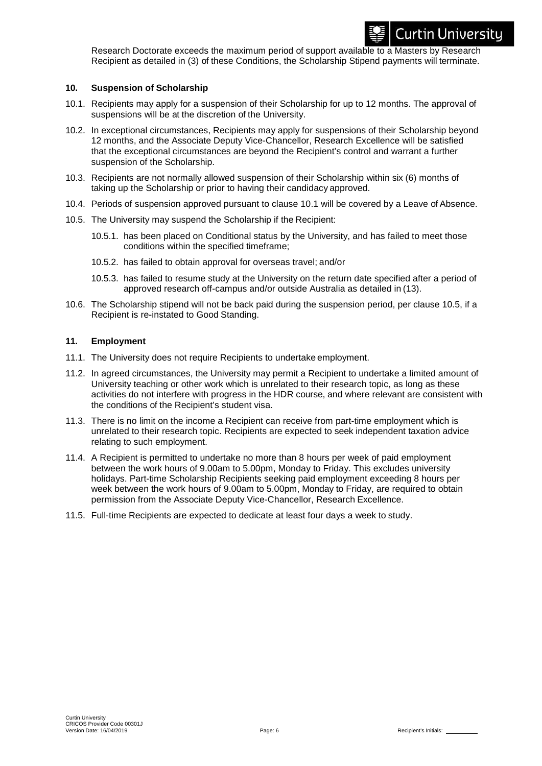Research Doctorate exceeds the maximum period of support available to a Masters by Research Recipient as detailed in (3) of these Conditions, the Scholarship Stipend payments will terminate.

## 10. Suspension of Scholarship

10.1. Recipients may apply for a suspension of their Scholarship for up to 12 months. The approval of suspensions will be at the discretion of the University.

10.2. In exceptional circumstances, Recipients may apply for suspensions of their Scholarship beyond 12 months, and the Associate Deputy Vice-Chancellor, Research Excellence will be satisfied that the exceptional circumstances are beyond the Recipient's control and warrant a further suspension of the Scholarship.

10.3. Recipients are not normally allowed suspension of their Scholarship within six (6) months of taking up the Scholarship or prior to having their candidacy approved.

10.4. Periods of suspension approved pursuant to clause 10.1 will be covered by a Leave of Absence.

10.5. The University may suspend the Scholarship if the Recipient:

- 10.5.1. has been placed on Conditional status by the University, and has failed to meet those conditions within the specified timeframe;
- 10.5.2. has failed to obtain approval for overseas travel; and/or
- 10.5.3. has failed to resume study at the University on the return date specified after a period of approved research off-campus and/or outside Australia as detailed in (13).

10.6. The Scholarship stipend will not be back paid during the suspension period, per clause 10.5, if a Recipient is re-instated to Good Standing.

## 11. Employment

11.1. The University does not require Recipients to undertake employment.

11.2. In agreed circumstances, the University may permit a Recipient to undertake a limited amount of University teaching or other work which is unrelated to their research topic, as long as these activities do not interfere with progress in the HDR course, and where relevant are consistent with the conditions of the Recipient's student visa.

11.3. There is no limit on the income a Recipient can receive from part-time employment which is unrelated to their research topic. Recipients are expected to seek independent taxation advice relating to such employment.

11.4. A Recipient is permitted to undertake no more than 8 hours per week of paid employment between the work hours of 9.00am to 5.00pm, Monday to Friday. This excludes university holidays. Part-time Scholarship Recipients seeking paid employment exceeding 8 hours per week between the work hours of 9.00am to 5.00pm, Monday to Friday, are required to obtain permission from the Associate Deputy Vice-Chancellor, Research Excellence.

11.5. Full-time Recipients are expected to dedicate at least four days a week to study.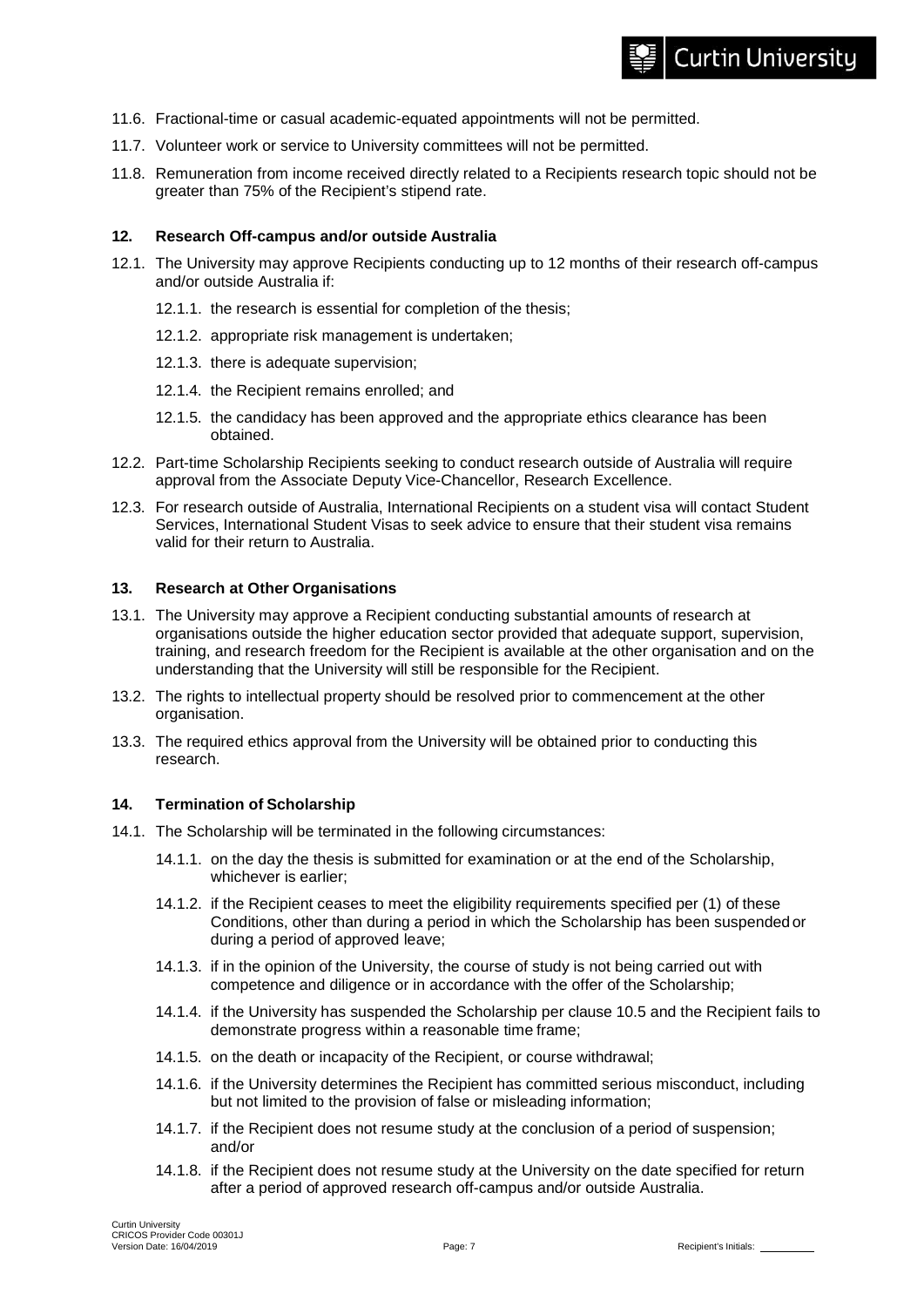11.6. Fractional-time or casual academic-equated appointments will not be permitted.

11.7. Volunteer work or service to University committees will not be permitted.

11.8. Remuneration from income received directly related to a Recipients research topic should not be greater than 75% of the Recipient's stipend rate.

## 12. Research Off-campus and/or outside Australia

12.1. The University may approve Recipients conducting up to 12 months of their research off-campus and/or outside Australia if:

- 12.1.1. the research is essential for completion of the thesis;
- 12.1.2. appropriate risk management is undertaken;
- 12.1.3. there is adequate supervision;
- 12.1.4. the Recipient remains enrolled; and
- 12.1.5. the candidacy has been approved and the appropriate ethics clearance has been obtained.

12.2. Part-time Scholarship Recipients seeking to conduct research outside of Australia will require approval from the Associate Deputy Vice-Chancellor, Research Excellence.

12.3. For research outside of Australia, International Recipients on a student visa will contact Student Services, International Student Visas to seek advice to ensure that their student visa remains valid for their return to Australia.

## 13. Research at Other Organisations

13.1. The University may approve a Recipient conducting substantial amounts of research at organisations outside the higher education sector provided that adequate support, supervision, training, and research freedom for the Recipient is available at the other organisation and on the understanding that the University will still be responsible for the Recipient.

13.2. The rights to intellectual property should be resolved prior to commencement at the other organisation.

13.3. The required ethics approval from the University will be obtained prior to conducting this research.

## 14. Termination of Scholarship

14.1. The Scholarship will be terminated in the following circumstances:

- 14.1.1. on the day the thesis is submitted for examination or at the end of the Scholarship, whichever is earlier;
- 14.1.2. if the Recipient ceases to meet the eligibility requirements specified per (1) of these Conditions, other than during a period in which the Scholarship has been suspended or during a period of approved leave;
- 14.1.3. if in the opinion of the University, the course of study is not being carried out with competence and diligence or in accordance with the offer of the Scholarship;
- 14.1.4. if the University has suspended the Scholarship per clause 10.5 and the Recipient fails to demonstrate progress within a reasonable time frame;
- 14.1.5. on the death or incapacity of the Recipient, or course withdrawal;
- 14.1.6. if the University determines the Recipient has committed serious misconduct, including but not limited to the provision of false or misleading information;
- 14.1.7. if the Recipient does not resume study at the conclusion of a period of suspension; and/or
- 14.1.8. if the Recipient does not resume study at the University on the date specified for return after a period of approved research off-campus and/or outside Australia.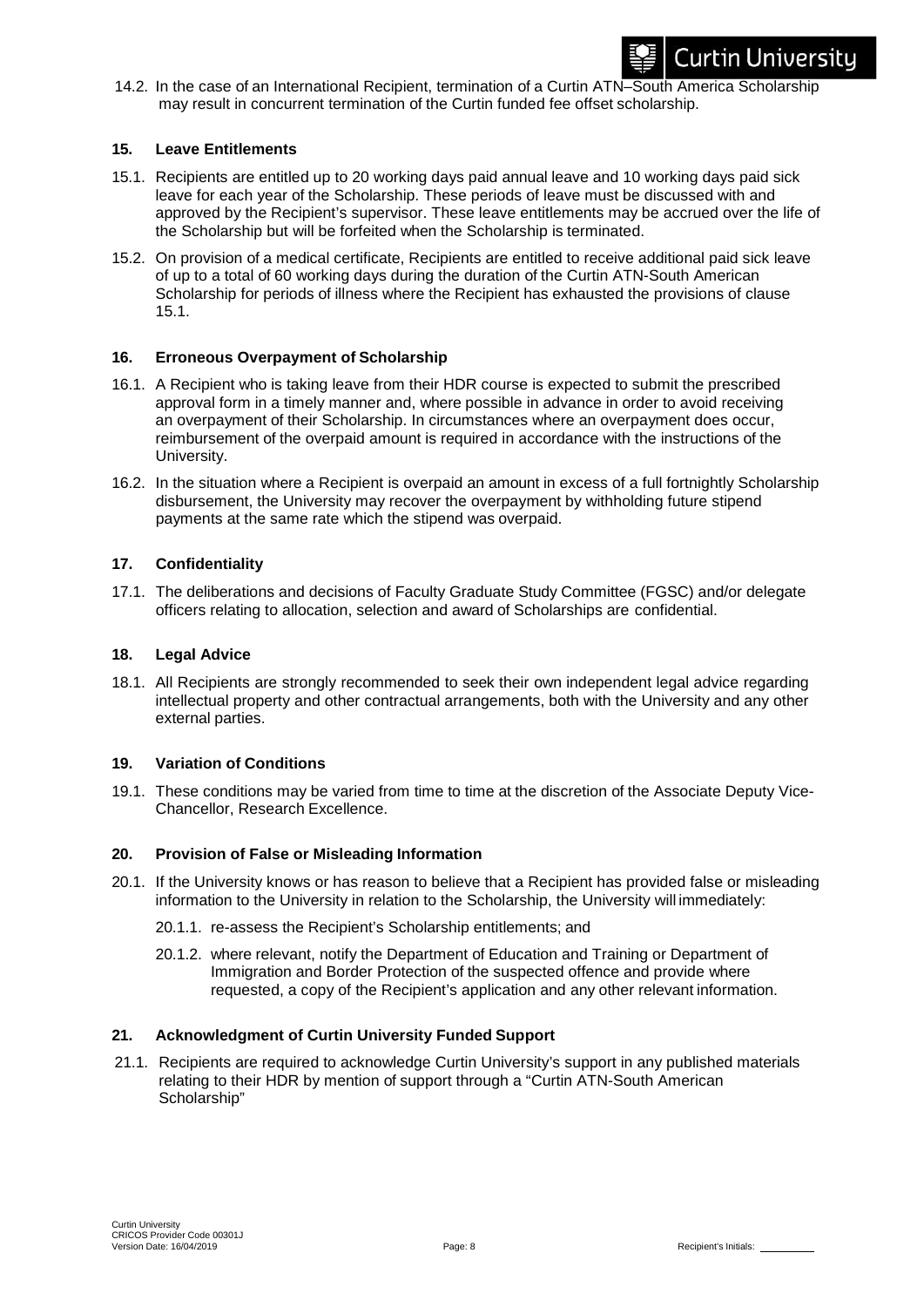14.2. In the case of an International Recipient, termination of a Curtin ATN–South America Scholarship may result in concurrent termination of the Curtin funded fee offset scholarship.

## 15. Leave Entitlements

15.1. Recipients are entitled up to 20 working days paid annual leave and 10 working days paid sick leave for each year of the Scholarship. These periods of leave must be discussed with and approved by the Recipient's supervisor. These leave entitlements may be accrued over the life of the Scholarship but will be forfeited when the Scholarship is terminated.

15.2. On provision of a medical certificate, Recipients are entitled to receive additional paid sick leave of up to a total of 60 working days during the duration of the Curtin ATN-South American Scholarship for periods of illness where the Recipient has exhausted the provisions of clause 15.1.

## 16. Erroneous Overpayment of Scholarship

16.1. A Recipient who is taking leave from their HDR course is expected to submit the prescribed approval form in a timely manner and, where possible in advance in order to avoid receiving an overpayment of their Scholarship. In circumstances where an overpayment does occur, reimbursement of the overpaid amount is required in accordance with the instructions of the University.

16.2. In the situation where a Recipient is overpaid an amount in excess of a full fortnightly Scholarship disbursement, the University may recover the overpayment by withholding future stipend payments at the same rate which the stipend was overpaid.

## 17. Confidentiality

17.1. The deliberations and decisions of Faculty Graduate Study Committee (FGSC) and/or delegate officers relating to allocation, selection and award of Scholarships are confidential.

## 18. Legal Advice

18.1. All Recipients are strongly recommended to seek their own independent legal advice regarding intellectual property and other contractual arrangements, both with the University and any other external parties.

## 19. Variation of Conditions

19.1. These conditions may be varied from time to time at the discretion of the Associate Deputy Vice-Chancellor, Research Excellence.

## 20. Provision of False or Misleading Information

20.1. If the University knows or has reason to believe that a Recipient has provided false or misleading information to the University in relation to the Scholarship, the University will immediately:

- 20.1.1. re-assess the Recipient's Scholarship entitlements; and
- 20.1.2. where relevant, notify the Department of Education and Training or Department of Immigration and Border Protection of the suspected offence and provide where requested, a copy of the Recipient's application and any other relevant information.

## 21. Acknowledgment of Curtin University Funded Support

21.1. Recipients are required to acknowledge Curtin University's support in any published materials relating to their HDR by mention of support through a "Curtin ATN-South American Scholarship"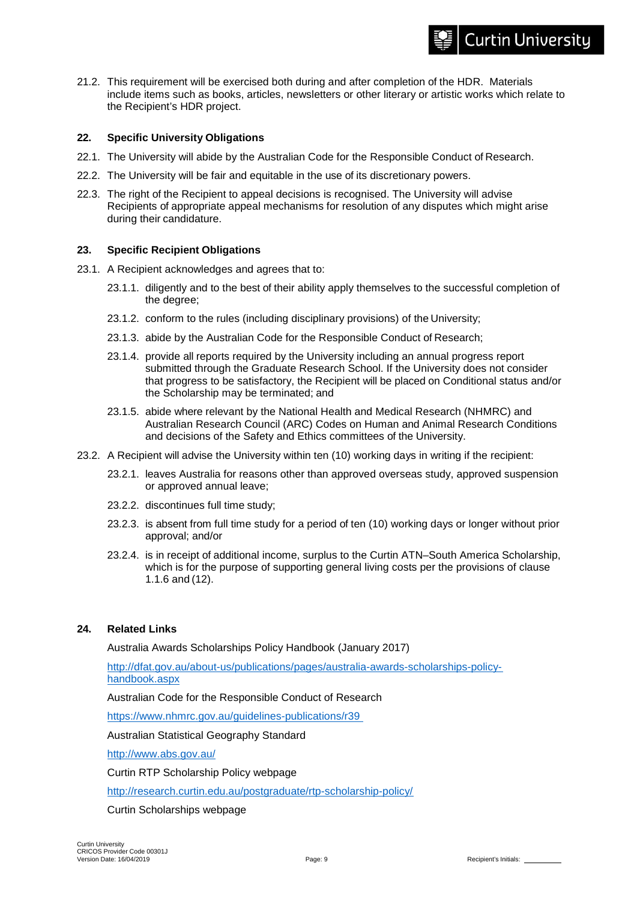21.2. This requirement will be exercised both during and after completion of the HDR. Materials include items such as books, articles, newsletters or other literary or artistic works which relate to the Recipient's HDR project.

## 22. Specific University Obligations

22.1. The University will abide by the Australian Code for the Responsible Conduct of Research.

22.2. The University will be fair and equitable in the use of its discretionary powers.

22.3. The right of the Recipient to appeal decisions is recognised. The University will advise Recipients of appropriate appeal mechanisms for resolution of any disputes which might arise during their candidature.

## 23. Specific Recipient Obligations

23.1. A Recipient acknowledges and agrees that to:

- 23.1.1. diligently and to the best of their ability apply themselves to the successful completion of the degree;
- 23.1.2. conform to the rules (including disciplinary provisions) of the University;
- 23.1.3. abide by the Australian Code for the Responsible Conduct of Research;
- 23.1.4. provide all reports required by the University including an annual progress report submitted through the Graduate Research School. If the University does not consider that progress to be satisfactory, the Recipient will be placed on Conditional status and/or the Scholarship may be terminated; and
- 23.1.5. abide where relevant by the National Health and Medical Research (NHMRC) and Australian Research Council (ARC) Codes on Human and Animal Research Conditions and decisions of the Safety and Ethics committees of the University.

23.2. A Recipient will advise the University within ten (10) working days in writing if the recipient:

- 23.2.1. leaves Australia for reasons other than approved overseas study, approved suspension or approved annual leave;
- 23.2.2. discontinues full time study;
- 23.2.3. is absent from full time study for a period of ten (10) working days or longer without prior approval; and/or
- 23.2.4. is in receipt of additional income, surplus to the Curtin ATN–South America Scholarship, which is for the purpose of supporting general living costs per the provisions of clause 1.1.6 and (12).

## 24. Related Links

Australia Awards Scholarships Policy Handbook (January 2017)

http://dfat.gov.au/about-us/publications/pages/australia-awards-scholarships-policy-handbook.aspx

Australian Code for the Responsible Conduct of Research

https://www.nhmrc.gov.au/guidelines-publications/r39

Australian Statistical Geography Standard

http://www.abs.gov.au/

Curtin RTP Scholarship Policy webpage

http://research.curtin.edu.au/postgraduate/rtp-scholarship-policy/

Curtin Scholarships webpage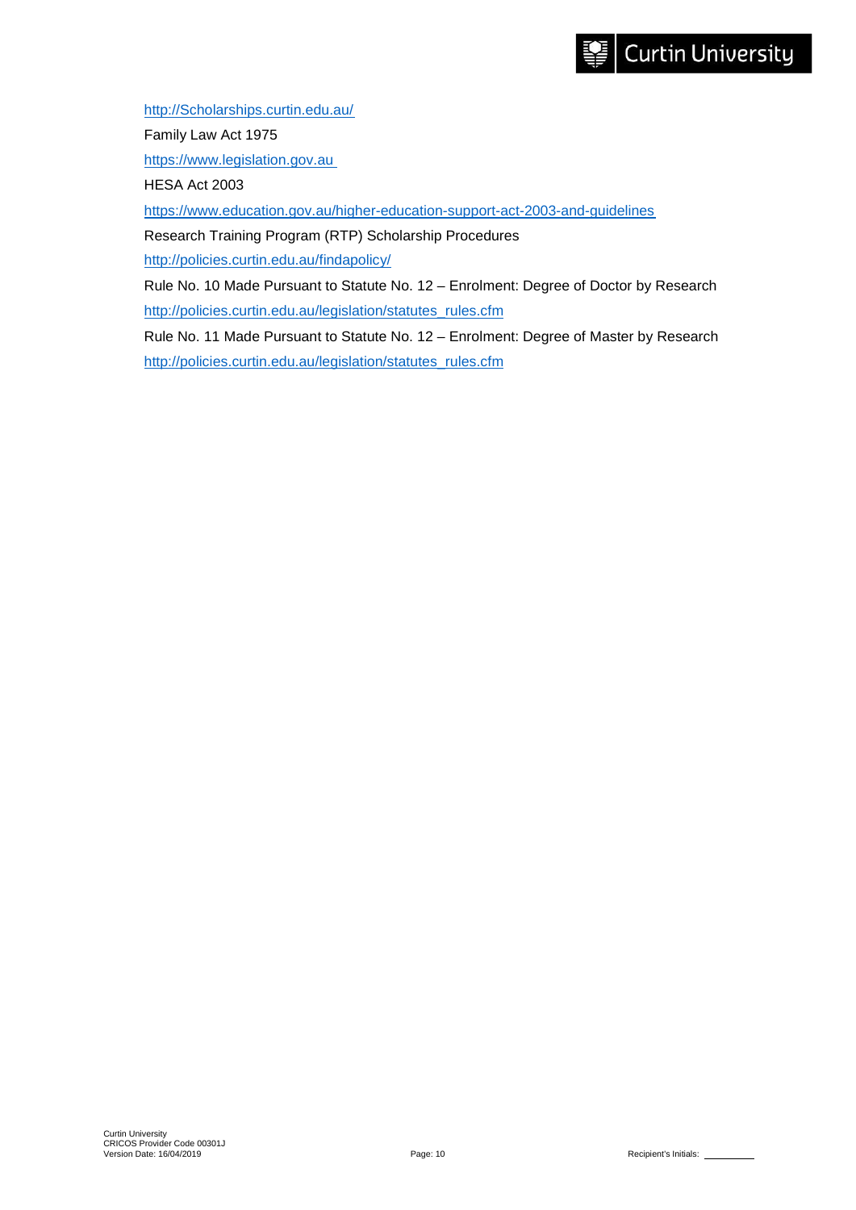http://Scholarships.curtin.edu.au/

Family Law Act 1975

https://www.legislation.gov.au

HESA Act 2003

https://www.education.gov.au/higher-education-support-act-2003-and-guidelines

Research Training Program (RTP) Scholarship Procedures

http://policies.curtin.edu.au/findapolicy/

Rule No. 10 Made Pursuant to Statute No. 12 – Enrolment: Degree of Doctor by Research

http://policies.curtin.edu.au/legislation/statutes_rules.cfm

Rule No. 11 Made Pursuant to Statute No. 12 – Enrolment: Degree of Master by Research

http://policies.curtin.edu.au/legislation/statutes_rules.cfm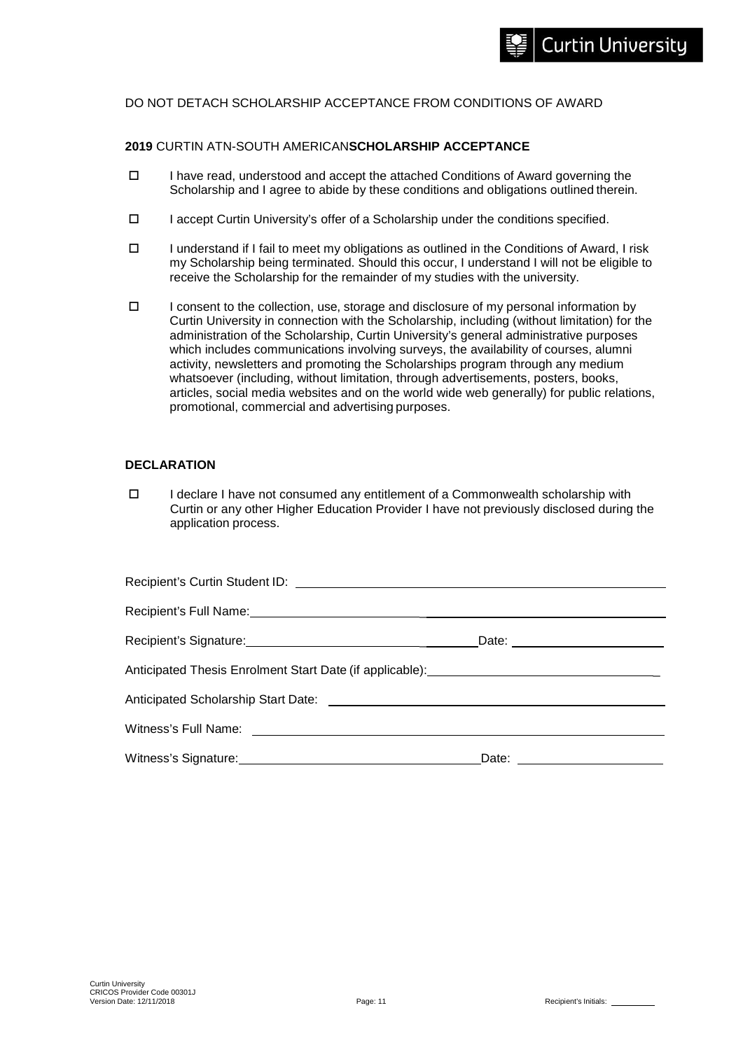DO NOT DETACH SCHOLARSHIP ACCEPTANCE FROM CONDITIONS OF AWARD

**2019** CURTIN ATN-SOUTH AMERICAN**SCHOLARSHIP ACCEPTANCE**

- ☐ I have read, understood and accept the attached Conditions of Award governing the Scholarship and I agree to abide by these conditions and obligations outlined therein.
- ☐ I accept Curtin University's offer of a Scholarship under the conditions specified.
- ☐ I understand if I fail to meet my obligations as outlined in the Conditions of Award, I risk my Scholarship being terminated. Should this occur, I understand I will not be eligible to receive the Scholarship for the remainder of my studies with the university.
- ☐ I consent to the collection, use, storage and disclosure of my personal information by Curtin University in connection with the Scholarship, including (without limitation) for the administration of the Scholarship, Curtin University's general administrative purposes which includes communications involving surveys, the availability of courses, alumni activity, newsletters and promoting the Scholarships program through any medium whatsoever (including, without limitation, through advertisements, posters, books, articles, social media websites and on the world wide web generally) for public relations, promotional, commercial and advertising purposes.

**DECLARATION**

- ☐ I declare I have not consumed any entitlement of a Commonwealth scholarship with Curtin or any other Higher Education Provider I have not previously disclosed during the application process.

Recipient's Curtin Student ID: ______________________________

Recipient's Full Name: ______________________________

Recipient's Signature: ______________________________ Date: ______________

Anticipated Thesis Enrolment Start Date (if applicable): ______________________________

Anticipated Scholarship Start Date: ______________________________

Witness's Full Name: ______________________________

Witness's Signature: ______________________________ Date: ______________

Recipient's Initials: ________